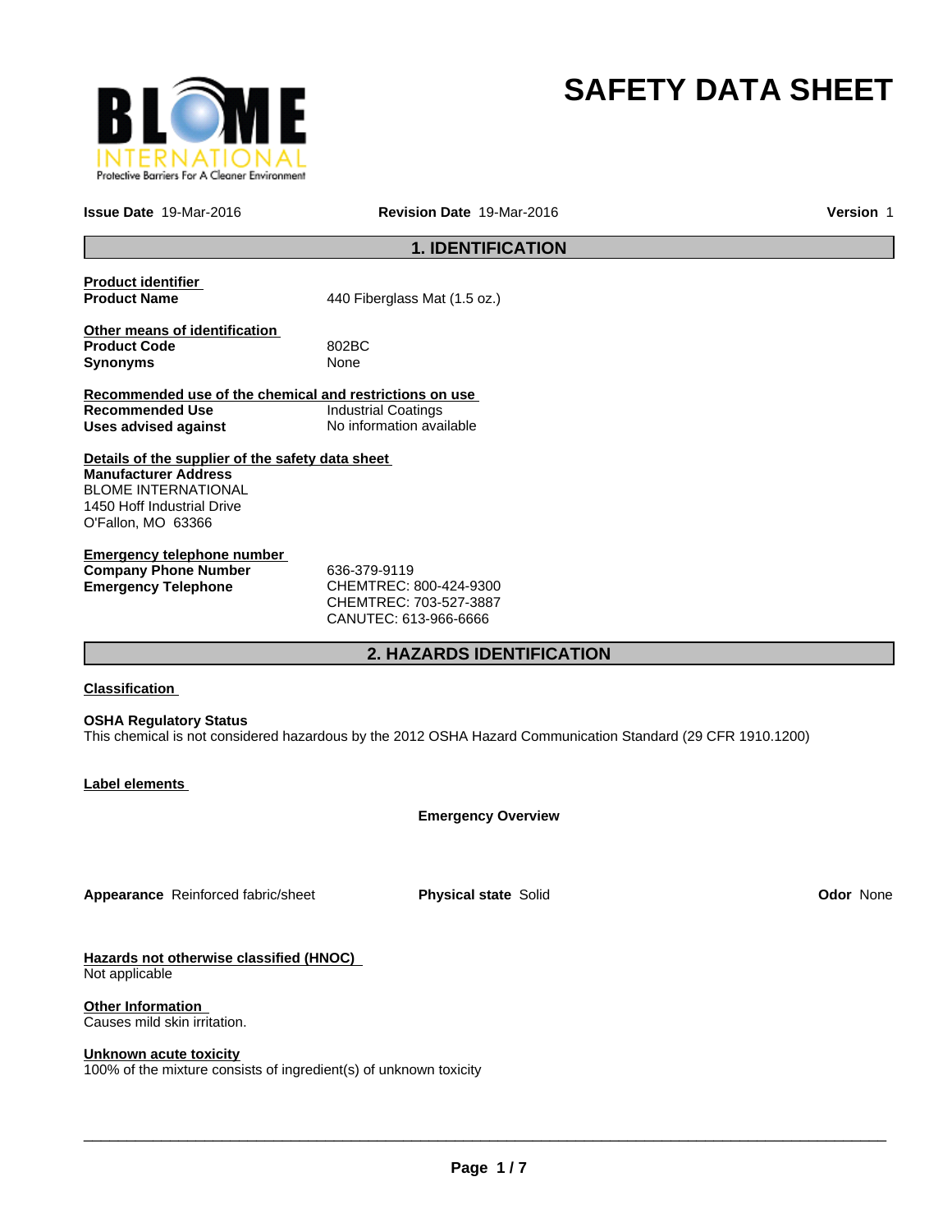# SAFETY DATA SHEET

**Issue Date** 19-Mar-2016 **Revision Date** 19-Mar-2016 **Version** 1

## 1. IDENTIFICATION

**Product identifier**

| | |
|---|---|
| **Product Name** | 440 Fiberglass Mat (1.5 oz.) |

**Other means of identification**

| | |
|---|---|
| **Product Code** | 802BC |
| **Synonyms** | None |

**Recommended use of the chemical and restrictions on use**

| | |
|---|---|
| **Recommended Use** | Industrial Coatings |
| **Uses advised against** | No information available |

**Details of the supplier of the safety data sheet**

**Manufacturer Address**
BLOME INTERNATIONAL
1450 Hoff Industrial Drive
O'Fallon, MO 63366

**Emergency telephone number**

| | |
|---|---|
| **Company Phone Number** | 636-379-9119 |
| **Emergency Telephone** | CHEMTREC: 800-424-9300<br>CHEMTREC: 703-527-3887<br>CANUTEC: 613-966-6666 |

## 2. HAZARDS IDENTIFICATION

**Classification**

**OSHA Regulatory Status**
This chemical is not considered hazardous by the 2012 OSHA Hazard Communication Standard (29 CFR 1910.1200)

**Label elements**

**Emergency Overview**

**Appearance** Reinforced fabric/sheet **Physical state** Solid **Odor** None

**Hazards not otherwise classified (HNOC)**
Not applicable

**Other Information**
Causes mild skin irritation.

**Unknown acute toxicity**
100% of the mixture consists of ingredient(s) of unknown toxicity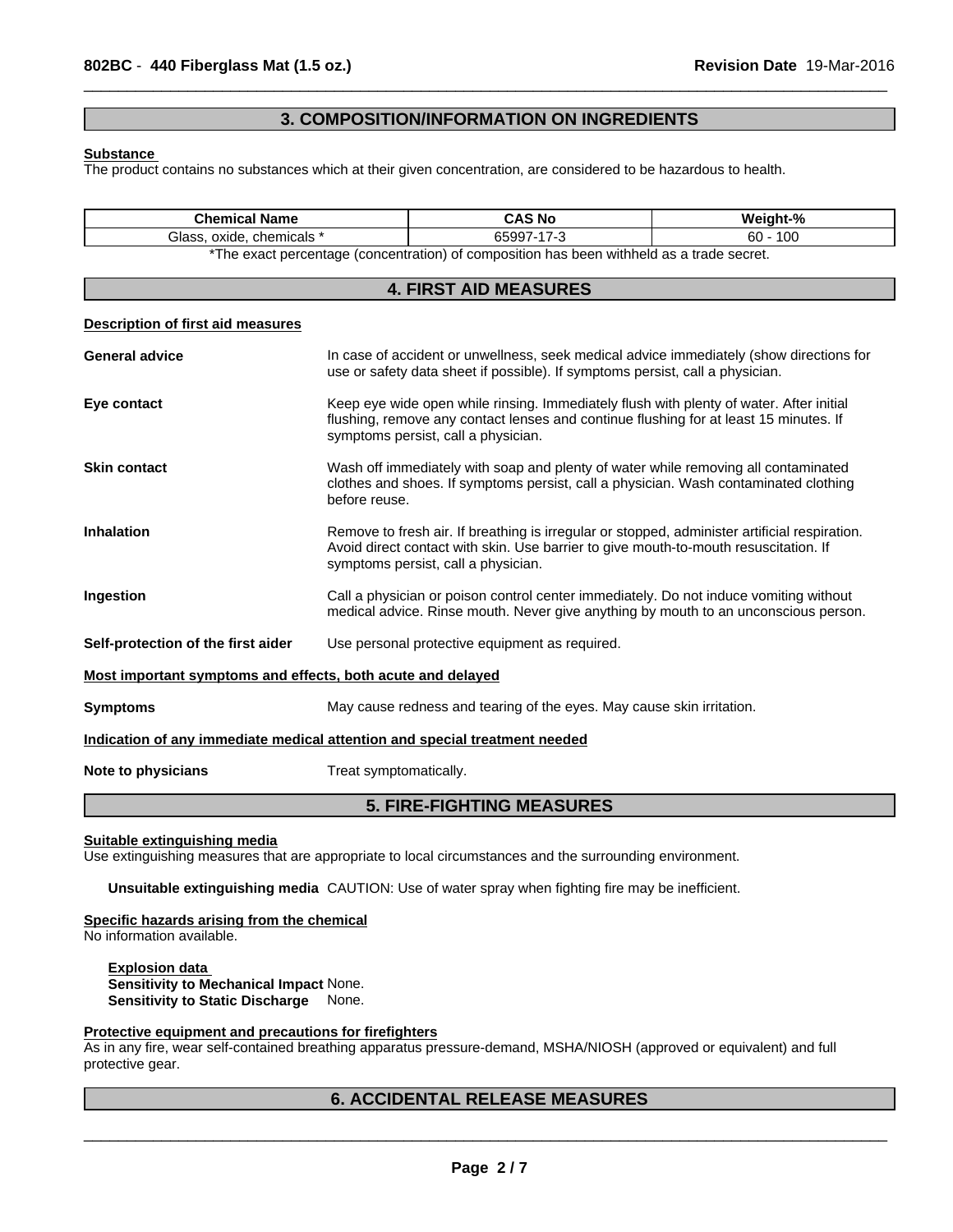## 3. COMPOSITION/INFORMATION ON INGREDIENTS

**Substance**

The product contains no substances which at their given concentration, are considered to be hazardous to health.

| Chemical Name | CAS No | Weight-% |
|---|---|---|
| Glass, oxide, chemicals * | 65997-17-3 | 60 - 100 |

*The exact percentage (concentration) of composition has been withheld as a trade secret.

## 4. FIRST AID MEASURES

**Description of first aid measures**

**General advice** In case of accident or unwellness, seek medical advice immediately (show directions for use or safety data sheet if possible). If symptoms persist, call a physician.

**Eye contact** Keep eye wide open while rinsing. Immediately flush with plenty of water. After initial flushing, remove any contact lenses and continue flushing for at least 15 minutes. If symptoms persist, call a physician.

**Skin contact** Wash off immediately with soap and plenty of water while removing all contaminated clothes and shoes. If symptoms persist, call a physician. Wash contaminated clothing before reuse.

**Inhalation** Remove to fresh air. If breathing is irregular or stopped, administer artificial respiration. Avoid direct contact with skin. Use barrier to give mouth-to-mouth resuscitation. If symptoms persist, call a physician.

**Ingestion** Call a physician or poison control center immediately. Do not induce vomiting without medical advice. Rinse mouth. Never give anything by mouth to an unconscious person.

**Self-protection of the first aider** Use personal protective equipment as required.

**Most important symptoms and effects, both acute and delayed**

**Symptoms** May cause redness and tearing of the eyes. May cause skin irritation.

**Indication of any immediate medical attention and special treatment needed**

**Note to physicians** Treat symptomatically.

## 5. FIRE-FIGHTING MEASURES

**Suitable extinguishing media**

Use extinguishing measures that are appropriate to local circumstances and the surrounding environment.

**Unsuitable extinguishing media** CAUTION: Use of water spray when fighting fire may be inefficient.

**Specific hazards arising from the chemical**

No information available.

**Explosion data**

**Sensitivity to Mechanical Impact** None.

**Sensitivity to Static Discharge** None.

**Protective equipment and precautions for firefighters**

As in any fire, wear self-contained breathing apparatus pressure-demand, MSHA/NIOSH (approved or equivalent) and full protective gear.

## 6. ACCIDENTAL RELEASE MEASURES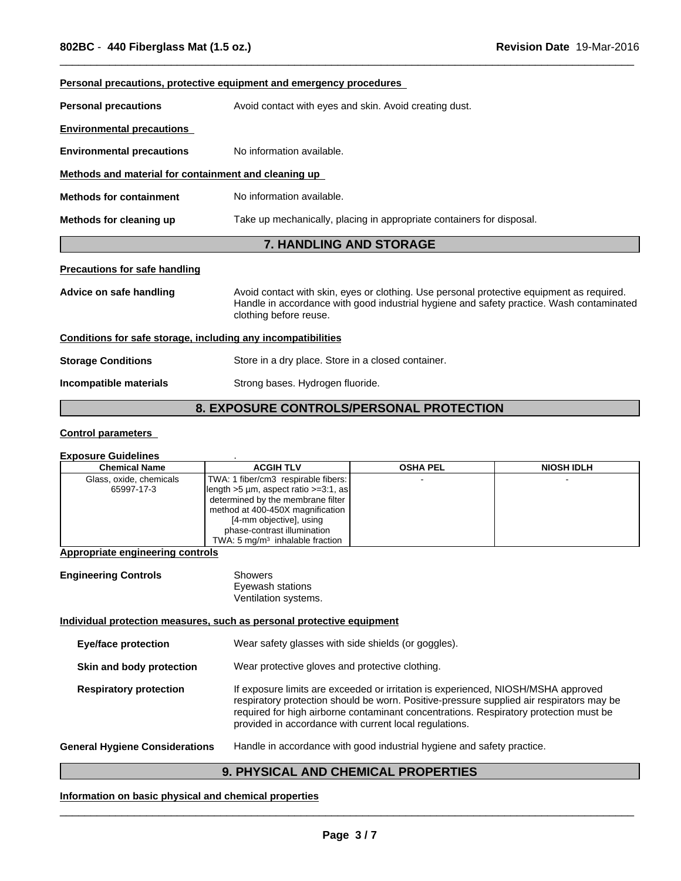**Personal precautions, protective equipment and emergency procedures**

**Personal precautions** Avoid contact with eyes and skin. Avoid creating dust.

**Environmental precautions**

**Environmental precautions** No information available.

**Methods and material for containment and cleaning up**

**Methods for containment** No information available.

**Methods for cleaning up** Take up mechanically, placing in appropriate containers for disposal.

## 7. HANDLING AND STORAGE

**Precautions for safe handling**

**Advice on safe handling** Avoid contact with skin, eyes or clothing. Use personal protective equipment as required. Handle in accordance with good industrial hygiene and safety practice. Wash contaminated clothing before reuse.

**Conditions for safe storage, including any incompatibilities**

**Storage Conditions** Store in a dry place. Store in a closed container.

**Incompatible materials** Strong bases. Hydrogen fluoride.

## 8. EXPOSURE CONTROLS/PERSONAL PROTECTION

**Control parameters**

**Exposure Guidelines** .

| Chemical Name | ACGIH TLV | OSHA PEL | NIOSH IDLH |
|---|---|---|---|
| Glass, oxide, chemicals 65997-17-3 | TWA: 1 fiber/cm3 respirable fibers: length >5 µm, aspect ratio >=3:1, as determined by the membrane filter method at 400-450X magnification [4-mm objective], using phase-contrast illumination TWA: 5 mg/m$^3$ inhalable fraction | - | - |

**Appropriate engineering controls**

**Engineering Controls** Showers
Eyewash stations
Ventilation systems.

**Individual protection measures, such as personal protective equipment**

**Eye/face protection** Wear safety glasses with side shields (or goggles).

**Skin and body protection** Wear protective gloves and protective clothing.

**Respiratory protection** If exposure limits are exceeded or irritation is experienced, NIOSH/MSHA approved respiratory protection should be worn. Positive-pressure supplied air respirators may be required for high airborne contaminant concentrations. Respiratory protection must be provided in accordance with current local regulations.

**General Hygiene Considerations** Handle in accordance with good industrial hygiene and safety practice.

## 9. PHYSICAL AND CHEMICAL PROPERTIES

**Information on basic physical and chemical properties**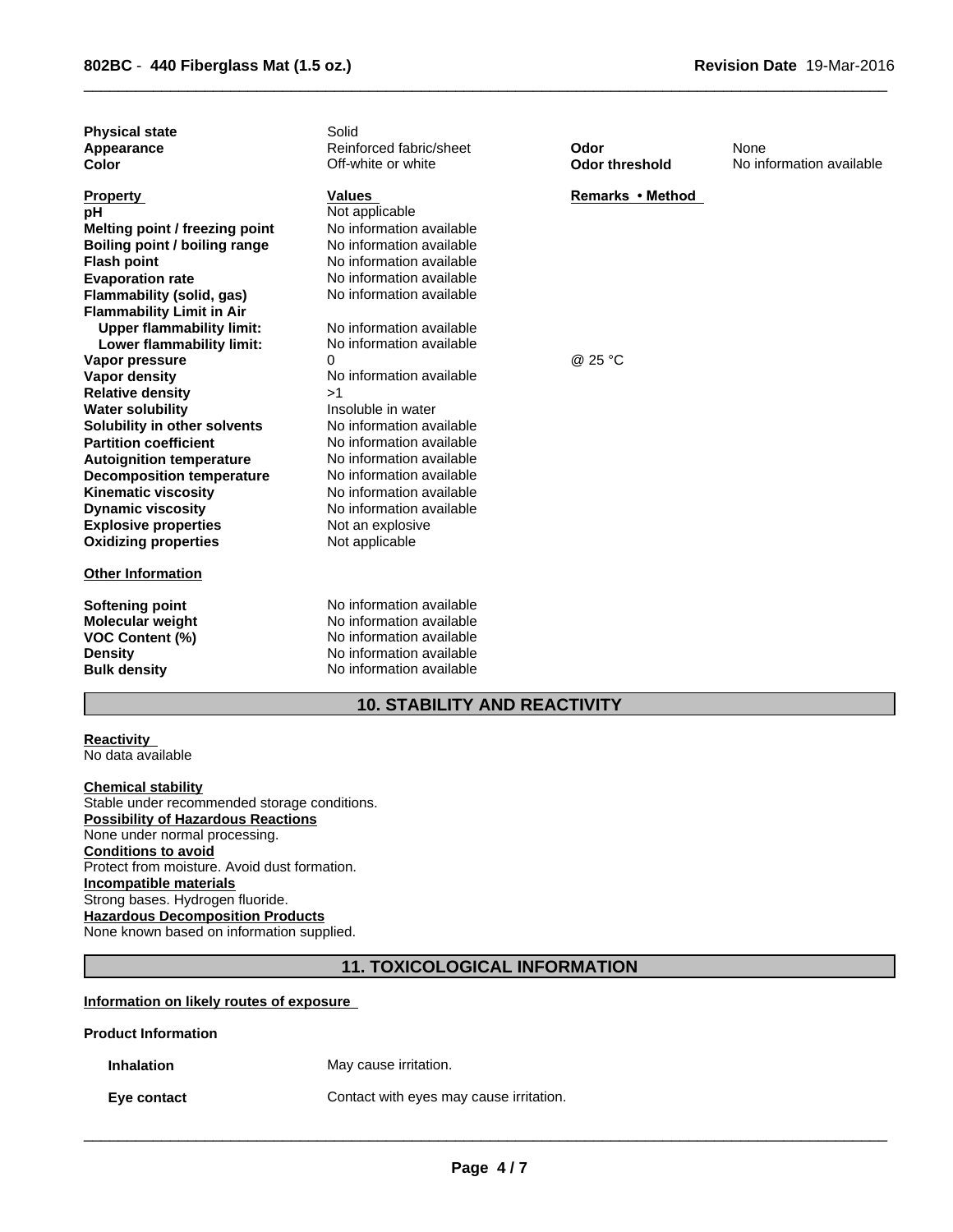| | | | |
|---|---|---|---|
| **Physical state** | Solid | | |
| **Appearance** | Reinforced fabric/sheet | **Odor** | None |
| **Color** | Off-white or white | **Odor threshold** | No information available |

| **Property** | **Values** | **Remarks • Method** |
|---|---|---|
| **pH** | Not applicable | |
| **Melting point / freezing point** | No information available | |
| **Boiling point / boiling range** | No information available | |
| **Flash point** | No information available | |
| **Evaporation rate** | No information available | |
| **Flammability (solid, gas)** | No information available | |
| **Flammability Limit in Air** | | |
| **Upper flammability limit:** | No information available | |
| **Lower flammability limit:** | No information available | |
| **Vapor pressure** | 0 | @ 25 °C |
| **Vapor density** | No information available | |
| **Relative density** | >1 | |
| **Water solubility** | Insoluble in water | |
| **Solubility in other solvents** | No information available | |
| **Partition coefficient** | No information available | |
| **Autoignition temperature** | No information available | |
| **Decomposition temperature** | No information available | |
| **Kinematic viscosity** | No information available | |
| **Dynamic viscosity** | No information available | |
| **Explosive properties** | Not an explosive | |
| **Oxidizing properties** | Not applicable | |

**Other Information**

| | |
|---|---|
| **Softening point** | No information available |
| **Molecular weight** | No information available |
| **VOC Content (%)** | No information available |
| **Density** | No information available |
| **Bulk density** | No information available |

## 10. STABILITY AND REACTIVITY

**Reactivity**
No data available

**Chemical stability**
Stable under recommended storage conditions.

**Possibility of Hazardous Reactions**
None under normal processing.

**Conditions to avoid**
Protect from moisture. Avoid dust formation.

**Incompatible materials**
Strong bases. Hydrogen fluoride.

**Hazardous Decomposition Products**
None known based on information supplied.

## 11. TOXICOLOGICAL INFORMATION

**Information on likely routes of exposure**

**Product Information**

| | |
|---|---|
| **Inhalation** | May cause irritation. |
| **Eye contact** | Contact with eyes may cause irritation. |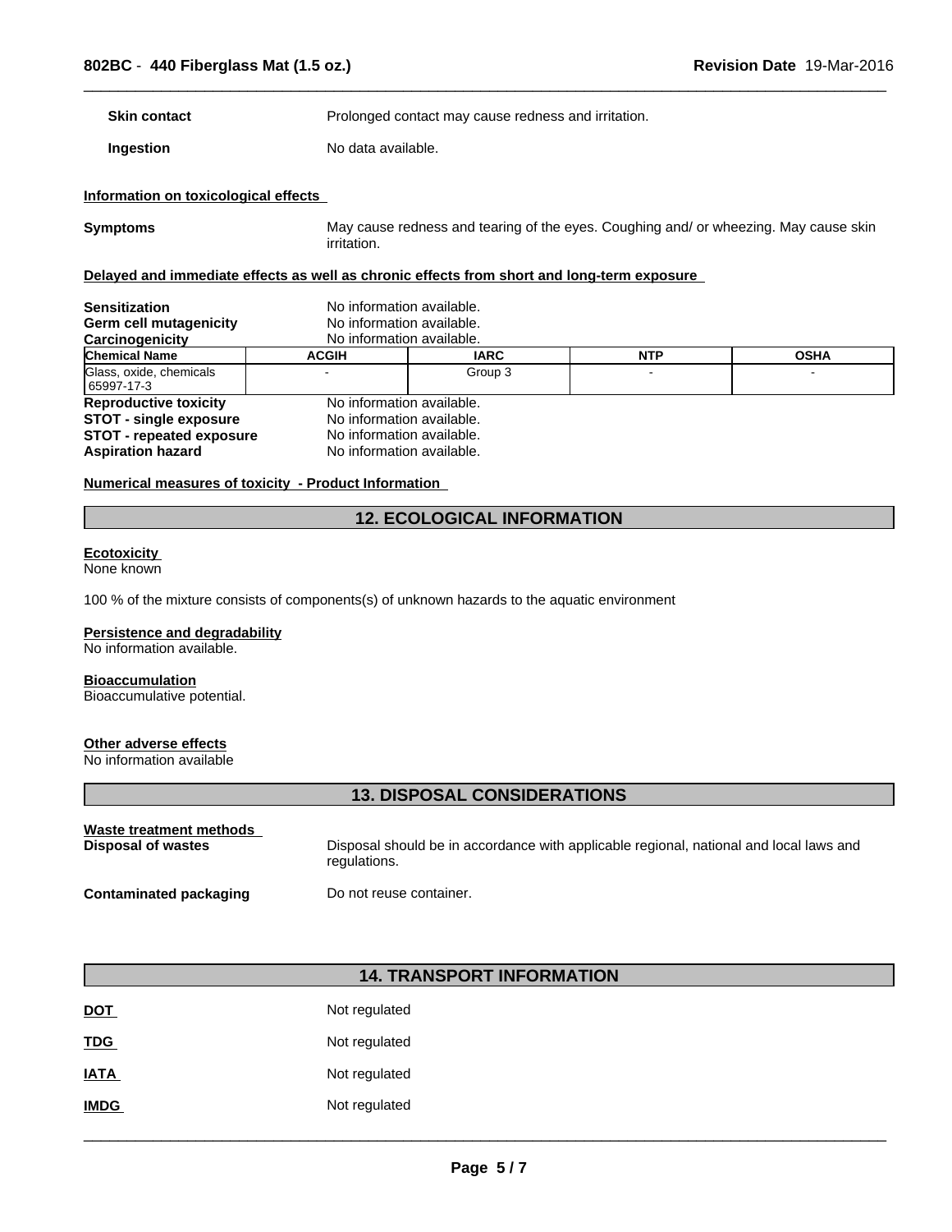**Skin contact** Prolonged contact may cause redness and irritation.

**Ingestion** No data available.

**Information on toxicological effects**

**Symptoms** May cause redness and tearing of the eyes. Coughing and/ or wheezing. May cause skin irritation.

**Delayed and immediate effects as well as chronic effects from short and long-term exposure**

**Sensitization** No information available.
**Germ cell mutagenicity** No information available.
**Carcinogenicity** No information available.

| Chemical Name | ACGIH | IARC | NTP | OSHA |
|---|---|---|---|---|
| Glass, oxide, chemicals 65997-17-3 | - | Group 3 | - | - |

**Reproductive toxicity** No information available.
**STOT - single exposure** No information available.
**STOT - repeated exposure** No information available.
**Aspiration hazard** No information available.

**Numerical measures of toxicity - Product Information**

## 12. ECOLOGICAL INFORMATION

**Ecotoxicity**
None known

100 % of the mixture consists of components(s) of unknown hazards to the aquatic environment

**Persistence and degradability**
No information available.

**Bioaccumulation**
Bioaccumulative potential.

**Other adverse effects**
No information available

## 13. DISPOSAL CONSIDERATIONS

**Waste treatment methods**
**Disposal of wastes** Disposal should be in accordance with applicable regional, national and local laws and regulations.

**Contaminated packaging** Do not reuse container.

## 14. TRANSPORT INFORMATION

**DOT** Not regulated

**TDG** Not regulated

**IATA** Not regulated

**IMDG** Not regulated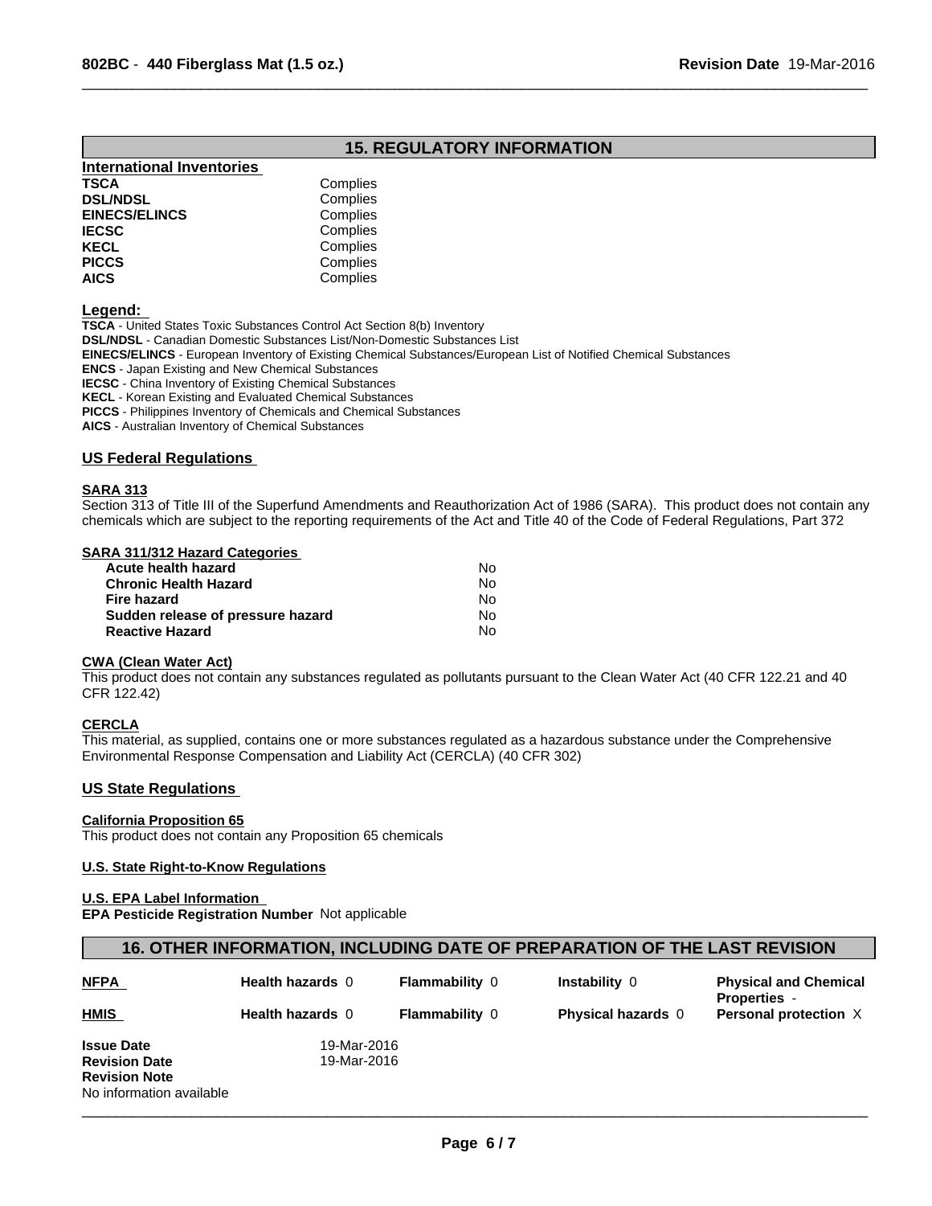## 15. REGULATORY INFORMATION

**International Inventories**

| | |
|---|---|
| **TSCA** | Complies |
| **DSL/NDSL** | Complies |
| **EINECS/ELINCS** | Complies |
| **IECSC** | Complies |
| **KECL** | Complies |
| **PICCS** | Complies |
| **AICS** | Complies |

**Legend:**

**TSCA** - United States Toxic Substances Control Act Section 8(b) Inventory
**DSL/NDSL** - Canadian Domestic Substances List/Non-Domestic Substances List
**EINECS/ELINCS** - European Inventory of Existing Chemical Substances/European List of Notified Chemical Substances
**ENCS** - Japan Existing and New Chemical Substances
**IECSC** - China Inventory of Existing Chemical Substances
**KECL** - Korean Existing and Evaluated Chemical Substances
**PICCS** - Philippines Inventory of Chemicals and Chemical Substances
**AICS** - Australian Inventory of Chemical Substances

### US Federal Regulations

**SARA 313**

Section 313 of Title III of the Superfund Amendments and Reauthorization Act of 1986 (SARA). This product does not contain any chemicals which are subject to the reporting requirements of the Act and Title 40 of the Code of Federal Regulations, Part 372

**SARA 311/312 Hazard Categories**

| | |
|---|---|
| **Acute health hazard** | No |
| **Chronic Health Hazard** | No |
| **Fire hazard** | No |
| **Sudden release of pressure hazard** | No |
| **Reactive Hazard** | No |

**CWA (Clean Water Act)**

This product does not contain any substances regulated as pollutants pursuant to the Clean Water Act (40 CFR 122.21 and 40 CFR 122.42)

**CERCLA**

This material, as supplied, contains one or more substances regulated as a hazardous substance under the Comprehensive Environmental Response Compensation and Liability Act (CERCLA) (40 CFR 302)

### US State Regulations

**California Proposition 65**

This product does not contain any Proposition 65 chemicals

**U.S. State Right-to-Know Regulations**

**U.S. EPA Label Information**

**EPA Pesticide Registration Number** Not applicable

## 16. OTHER INFORMATION, INCLUDING DATE OF PREPARATION OF THE LAST REVISION

| | | | | |
|---|---|---|---|---|
| **NFPA** | **Health hazards** 0 | **Flammability** 0 | **Instability** 0 | **Physical and Chemical Properties** - |
| **HMIS** | **Health hazards** 0 | **Flammability** 0 | **Physical hazards** 0 | **Personal protection** X |

**Issue Date** 19-Mar-2016
**Revision Date** 19-Mar-2016
**Revision Note**
No information available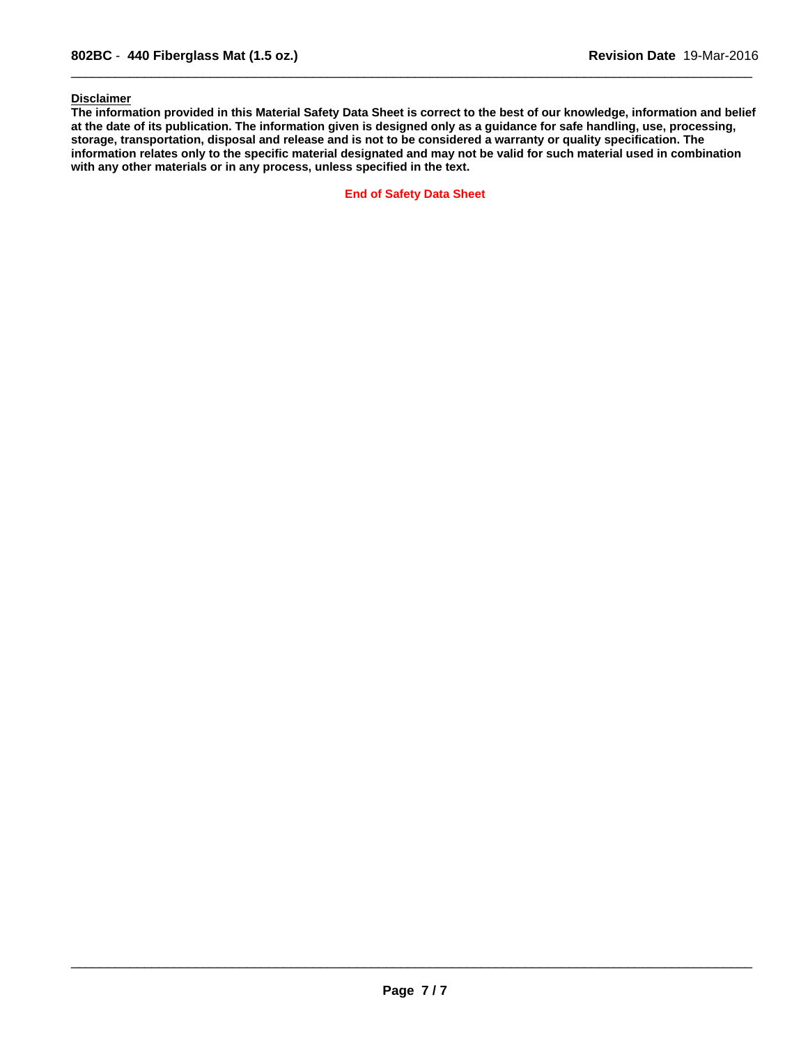**Disclaimer**

**The information provided in this Material Safety Data Sheet is correct to the best of our knowledge, information and belief at the date of its publication. The information given is designed only as a guidance for safe handling, use, processing, storage, transportation, disposal and release and is not to be considered a warranty or quality specification. The information relates only to the specific material designated and may not be valid for such material used in combination with any other materials or in any process, unless specified in the text.**

**End of Safety Data Sheet**